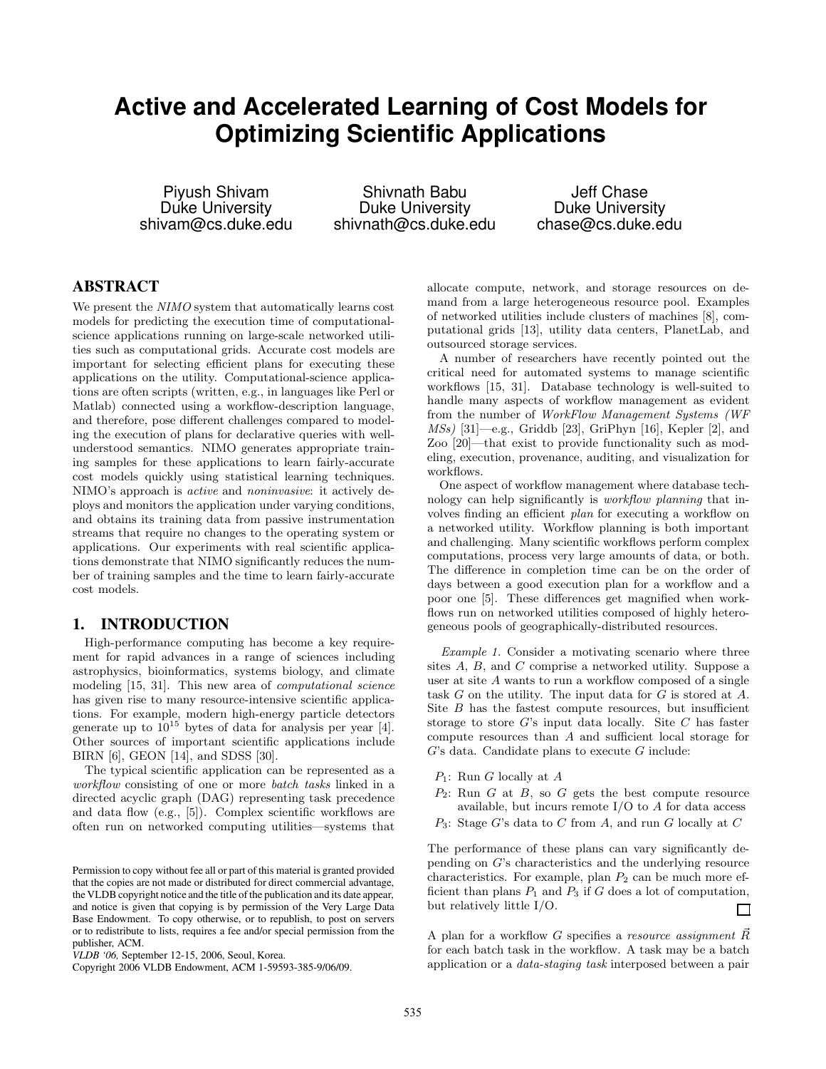# Active and Accelerated Learning of Cost Models for Optimizing Scientific Applications

Piyush Shivam
Duke University
shivam@cs.duke.edu

Shivnath Babu
Duke University
shivnath@cs.duke.edu

Jeff Chase
Duke University
chase@cs.duke.edu

## ABSTRACT

We present the *NIMO* system that automatically learns cost models for predicting the execution time of computational-science applications running on large-scale networked utilities such as computational grids. Accurate cost models are important for selecting efficient plans for executing these applications on the utility. Computational-science applications are often scripts (written, e.g., in languages like Perl or Matlab) connected using a workflow-description language, and therefore, pose different challenges compared to modeling the execution of plans for declarative queries with well-understood semantics. NIMO generates appropriate training samples for these applications to learn fairly-accurate cost models quickly using statistical learning techniques. NIMO's approach is *active* and *noninvasive*: it actively deploys and monitors the application under varying conditions, and obtains its training data from passive instrumentation streams that require no changes to the operating system or applications. Our experiments with real scientific applications demonstrate that NIMO significantly reduces the number of training samples and the time to learn fairly-accurate cost models.

## 1. INTRODUCTION

High-performance computing has become a key requirement for rapid advances in a range of sciences including astrophysics, bioinformatics, systems biology, and climate modeling [15, 31]. This new area of *computational science* has given rise to many resource-intensive scientific applications. For example, modern high-energy particle detectors generate up to $10^{15}$ bytes of data for analysis per year [4]. Other sources of important scientific applications include BIRN [6], GEON [14], and SDSS [30].

The typical scientific application can be represented as a *workflow* consisting of one or more *batch tasks* linked in a directed acyclic graph (DAG) representing task precedence and data flow (e.g., [5]). Complex scientific workflows are often run on networked computing utilities—systems that allocate compute, network, and storage resources on demand from a large heterogeneous resource pool. Examples of networked utilities include clusters of machines [8], computational grids [13], utility data centers, PlanetLab, and outsourced storage services.

A number of researchers have recently pointed out the critical need for automated systems to manage scientific workflows [15, 31]. Database technology is well-suited to handle many aspects of workflow management as evident from the number of *WorkFlow Management Systems (WF MSs)* [31]—e.g., Griddb [23], GriPhyn [16], Kepler [2], and Zoo [20]—that exist to provide functionality such as modeling, execution, provenance, auditing, and visualization for workflows.

One aspect of workflow management where database technology can help significantly is *workflow planning* that involves finding an efficient *plan* for executing a workflow on a networked utility. Workflow planning is both important and challenging. Many scientific workflows perform complex computations, process very large amounts of data, or both. The difference in completion time can be on the order of days between a good execution plan for a workflow and a poor one [5]. These differences get magnified when workflows run on networked utilities composed of highly heterogeneous pools of geographically-distributed resources.

*Example 1.* Consider a motivating scenario where three sites $A$, $B$, and $C$ comprise a networked utility. Suppose a user at site $A$ wants to run a workflow composed of a single task $G$ on the utility. The input data for $G$ is stored at $A$. Site $B$ has the fastest compute resources, but insufficient storage to store $G$'s input data locally. Site $C$ has faster compute resources than $A$ and sufficient local storage for $G$'s data. Candidate plans to execute $G$ include:

- $P_1$: Run $G$ locally at $A$
- $P_2$: Run $G$ at $B$, so $G$ gets the best compute resource available, but incurs remote I/O to $A$ for data access
- $P_3$: Stage $G$'s data to $C$ from $A$, and run $G$ locally at $C$

The performance of these plans can vary significantly depending on $G$'s characteristics and the underlying resource characteristics. For example, plan $P_2$ can be much more efficient than plans $P_1$ and $P_3$ if $G$ does a lot of computation, but relatively little I/O. □

A plan for a workflow $G$ specifies a *resource assignment* $\vec{R}$ for each batch task in the workflow. A task may be a batch application or a *data-staging task* interposed between a pair

Permission to copy without fee all or part of this material is granted provided that the copies are not made or distributed for direct commercial advantage, the VLDB copyright notice and the title of the publication and its date appear, and notice is given that copying is by permission of the Very Large Data Base Endowment. To copy otherwise, or to republish, to post on servers or to redistribute to lists, requires a fee and/or special permission from the publisher, ACM.
*VLDB '06,* September 12-15, 2006, Seoul, Korea.
Copyright 2006 VLDB Endowment, ACM 1-59593-385-9/06/09.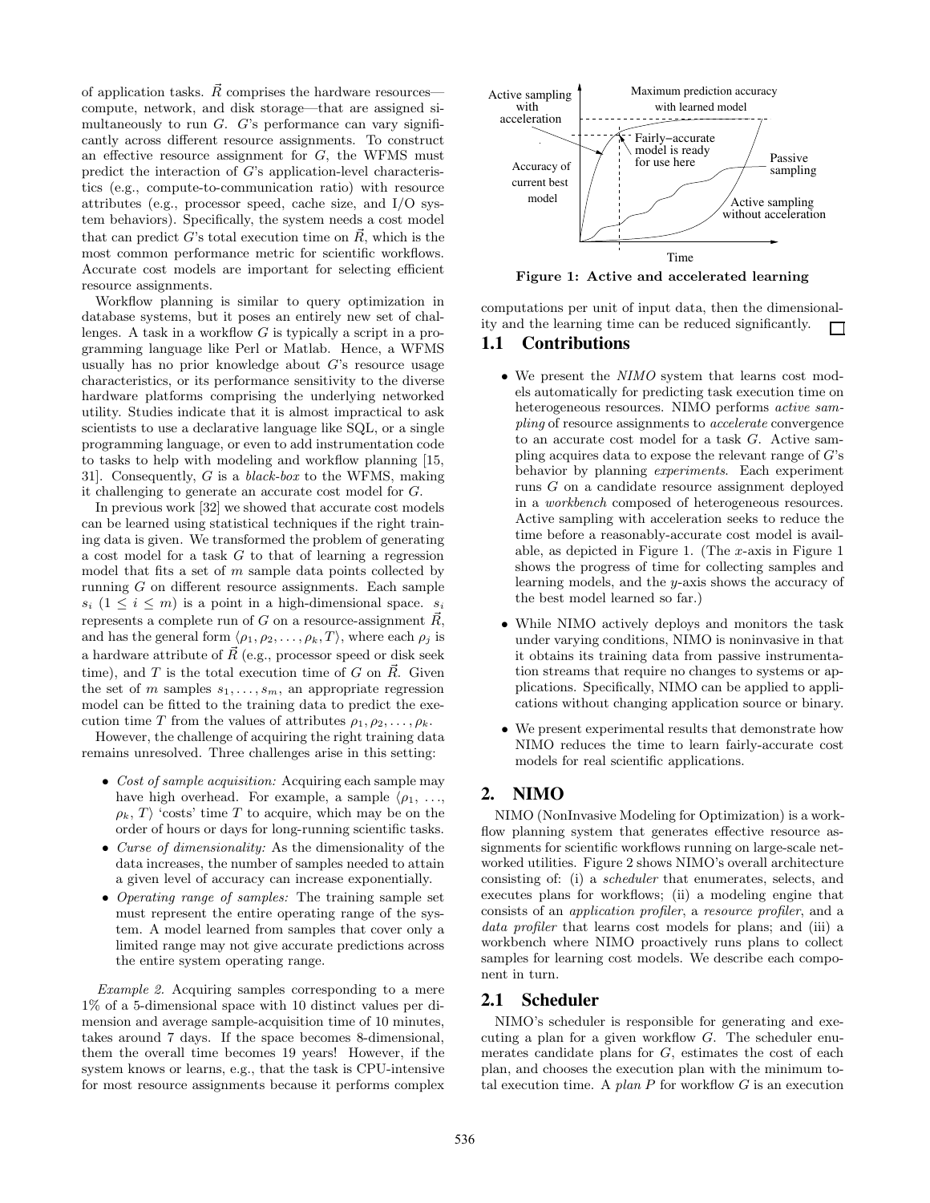of application tasks. $\vec{R}$ comprises the hardware resources—compute, network, and disk storage—that are assigned simultaneously to run $G$. $G$'s performance can vary significantly across different resource assignments. To construct an effective resource assignment for $G$, the WFMS must predict the interaction of $G$'s application-level characteristics (e.g., compute-to-communication ratio) with resource attributes (e.g., processor speed, cache size, and I/O system behaviors). Specifically, the system needs a cost model that can predict $G$'s total execution time on $\vec{R}$, which is the most common performance metric for scientific workflows. Accurate cost models are important for selecting efficient resource assignments.

Workflow planning is similar to query optimization in database systems, but it poses an entirely new set of challenges. A task in a workflow $G$ is typically a script in a programming language like Perl or Matlab. Hence, a WFMS usually has no prior knowledge about $G$'s resource usage characteristics, or its performance sensitivity to the diverse hardware platforms comprising the underlying networked utility. Studies indicate that it is almost impractical to ask scientists to use a declarative language like SQL, or a single programming language, or even to add instrumentation code to tasks to help with modeling and workflow planning [15, 31]. Consequently, $G$ is a *black-box* to the WFMS, making it challenging to generate an accurate cost model for $G$.

In previous work [32] we showed that accurate cost models can be learned using statistical techniques if the right training data is given. We transformed the problem of generating a cost model for a task $G$ to that of learning a regression model that fits a set of $m$ sample data points collected by running $G$ on different resource assignments. Each sample $s_i$ ($1 \leq i \leq m$) is a point in a high-dimensional space. $s_i$ represents a complete run of $G$ on a resource-assignment $\vec{R}$, and has the general form $\langle \rho_1, \rho_2, \ldots, \rho_k, T \rangle$, where each $\rho_j$ is a hardware attribute of $\vec{R}$ (e.g., processor speed or disk seek time), and $T$ is the total execution time of $G$ on $\vec{R}$. Given the set of $m$ samples $s_1, \ldots, s_m$, an appropriate regression model can be fitted to the training data to predict the execution time $T$ from the values of attributes $\rho_1, \rho_2, \ldots, \rho_k$.

However, the challenge of acquiring the right training data remains unresolved. Three challenges arise in this setting:

- *Cost of sample acquisition:* Acquiring each sample may have high overhead. For example, a sample $\langle \rho_1, \ldots, \rho_k, T \rangle$ 'costs' time $T$ to acquire, which may be on the order of hours or days for long-running scientific tasks.
- *Curse of dimensionality:* As the dimensionality of the data increases, the number of samples needed to attain a given level of accuracy can increase exponentially.
- *Operating range of samples:* The training sample set must represent the entire operating range of the system. A model learned from samples that cover only a limited range may not give accurate predictions across the entire system operating range.

*Example 2.* Acquiring samples corresponding to a mere 1% of a 5-dimensional space with 10 distinct values per dimension and average sample-acquisition time of 10 minutes, takes around 7 days. If the space becomes 8-dimensional, them the overall time becomes 19 years! However, if the system knows or learns, e.g., that the task is CPU-intensive for most resource assignments because it performs complex computations per unit of input data, then the dimensionality and the learning time can be reduced significantly. □

**Figure 1: Active and accelerated learning**

## 1.1 Contributions

- We present the *NIMO* system that learns cost models automatically for predicting task execution time on heterogeneous resources. NIMO performs *active sampling* of resource assignments to *accelerate* convergence to an accurate cost model for a task $G$. Active sampling acquires data to expose the relevant range of $G$'s behavior by planning *experiments*. Each experiment runs $G$ on a candidate resource assignment deployed in a *workbench* composed of heterogeneous resources. Active sampling with acceleration seeks to reduce the time before a reasonably-accurate cost model is available, as depicted in Figure 1. (The $x$-axis in Figure 1 shows the progress of time for collecting samples and learning models, and the $y$-axis shows the accuracy of the best model learned so far.)
- While NIMO actively deploys and monitors the task under varying conditions, NIMO is noninvasive in that it obtains its training data from passive instrumentation streams that require no changes to systems or applications. Specifically, NIMO can be applied to applications without changing application source or binary.
- We present experimental results that demonstrate how NIMO reduces the time to learn fairly-accurate cost models for real scientific applications.

## 2. NIMO

NIMO (NonInvasive Modeling for Optimization) is a workflow planning system that generates effective resource assignments for scientific workflows running on large-scale networked utilities. Figure 2 shows NIMO's overall architecture consisting of: (i) a *scheduler* that enumerates, selects, and executes plans for workflows; (ii) a modeling engine that consists of an *application profiler*, a *resource profiler*, and a *data profiler* that learns cost models for plans; and (iii) a workbench where NIMO proactively runs plans to collect samples for learning cost models. We describe each component in turn.

## 2.1 Scheduler

NIMO's scheduler is responsible for generating and executing a plan for a given workflow $G$. The scheduler enumerates candidate plans for $G$, estimates the cost of each plan, and chooses the execution plan with the minimum total execution time. A *plan* $P$ for workflow $G$ is an execution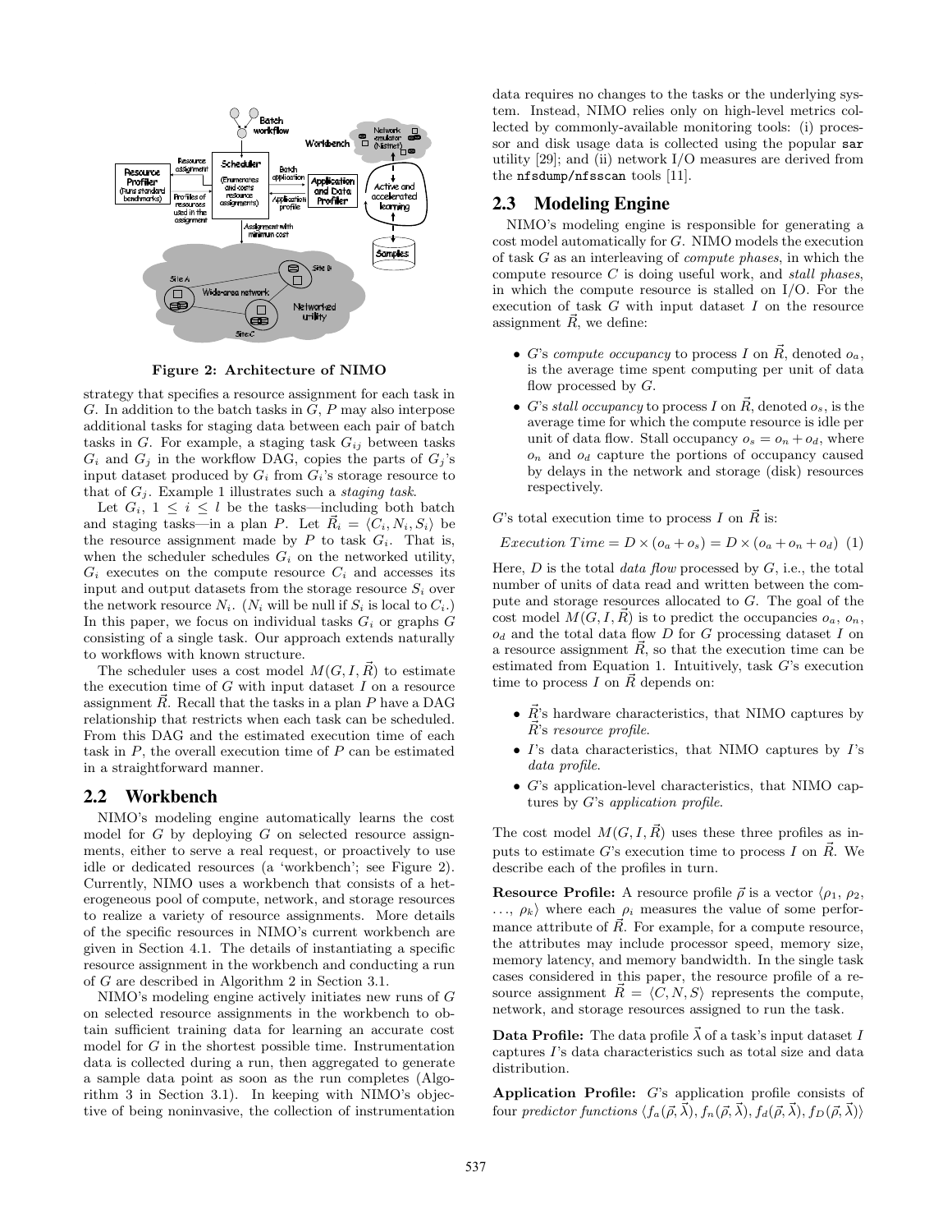Figure 2: Architecture of NIMO

strategy that specifies a resource assignment for each task in $G$. In addition to the batch tasks in $G$, $P$ may also interpose additional tasks for staging data between each pair of batch tasks in $G$. For example, a staging task $G_{ij}$ between tasks $G_i$ and $G_j$ in the workflow DAG, copies the parts of $G_j$'s input dataset produced by $G_i$ from $G_i$'s storage resource to that of $G_j$. Example 1 illustrates such a *staging task*.

Let $G_i$, $1 \leq i \leq l$ be the tasks—including both batch and staging tasks—in a plan $P$. Let $\vec{R}_i = \langle C_i, N_i, S_i \rangle$ be the resource assignment made by $P$ to task $G_i$. That is, when the scheduler schedules $G_i$ on the networked utility, $G_i$ executes on the compute resource $C_i$ and accesses its input and output datasets from the storage resource $S_i$ over the network resource $N_i$. ($N_i$ will be null if $S_i$ is local to $C_i$.) In this paper, we focus on individual tasks $G_i$ or graphs $G$ consisting of a single task. Our approach extends naturally to workflows with known structure.

The scheduler uses a cost model $M(G, I, \vec{R})$ to estimate the execution time of $G$ with input dataset $I$ on a resource assignment $\vec{R}$. Recall that the tasks in a plan $P$ have a DAG relationship that restricts when each task can be scheduled. From this DAG and the estimated execution time of each task in $P$, the overall execution time of $P$ can be estimated in a straightforward manner.

## 2.2 Workbench

NIMO's modeling engine automatically learns the cost model for $G$ by deploying $G$ on selected resource assignments, either to serve a real request, or proactively to use idle or dedicated resources (a 'workbench'; see Figure 2). Currently, NIMO uses a workbench that consists of a heterogeneous pool of compute, network, and storage resources to realize a variety of resource assignments. More details of the specific resources in NIMO's current workbench are given in Section 4.1. The details of instantiating a specific resource assignment in the workbench and conducting a run of $G$ are described in Algorithm 2 in Section 3.1.

NIMO's modeling engine actively initiates new runs of $G$ on selected resource assignments in the workbench to obtain sufficient training data for learning an accurate cost model for $G$ in the shortest possible time. Instrumentation data is collected during a run, then aggregated to generate a sample data point as soon as the run completes (Algorithm 3 in Section 3.1). In keeping with NIMO's objective of being noninvasive, the collection of instrumentation data requires no changes to the tasks or the underlying system. Instead, NIMO relies only on high-level metrics collected by commonly-available monitoring tools: (i) processor and disk usage data is collected using the popular `sar` utility [29]; and (ii) network I/O measures are derived from the `nfsdump/nfsscan` tools [11].

## 2.3 Modeling Engine

NIMO's modeling engine is responsible for generating a cost model automatically for $G$. NIMO models the execution of task $G$ as an interleaving of *compute phases*, in which the compute resource $C$ is doing useful work, and *stall phases*, in which the compute resource is stalled on I/O. For the execution of task $G$ with input dataset $I$ on the resource assignment $\vec{R}$, we define:

- $G$'s *compute occupancy* to process $I$ on $\vec{R}$, denoted $o_a$, is the average time spent computing per unit of data flow processed by $G$.
- $G$'s *stall occupancy* to process $I$ on $\vec{R}$, denoted $o_s$, is the average time for which the compute resource is idle per unit of data flow. Stall occupancy $o_s = o_n + o_d$, where $o_n$ and $o_d$ capture the portions of occupancy caused by delays in the network and storage (disk) resources respectively.

$G$'s total execution time to process $I$ on $\vec{R}$ is:

$$Execution\ Time = D \times (o_a + o_s) = D \times (o_a + o_n + o_d) \quad (1)$$

Here, $D$ is the total *data flow* processed by $G$, i.e., the total number of units of data read and written between the compute and storage resources allocated to $G$. The goal of the cost model $M(G, I, \vec{R})$ is to predict the occupancies $o_a$, $o_n$, $o_d$ and the total data flow $D$ for $G$ processing dataset $I$ on a resource assignment $\vec{R}$, so that the execution time can be estimated from Equation 1. Intuitively, task $G$'s execution time to process $I$ on $\vec{R}$ depends on:

- $\vec{R}$'s hardware characteristics, that NIMO captures by $\vec{R}$'s *resource profile*.
- $I$'s data characteristics, that NIMO captures by $I$'s *data profile*.
- $G$'s application-level characteristics, that NIMO captures by $G$'s *application profile*.

The cost model $M(G, I, \vec{R})$ uses these three profiles as inputs to estimate $G$'s execution time to process $I$ on $\vec{R}$. We describe each of the profiles in turn.

**Resource Profile:** A resource profile $\vec{\rho}$ is a vector $\langle \rho_1, \rho_2, \ldots, \rho_k \rangle$ where each $\rho_i$ measures the value of some performance attribute of $\vec{R}$. For example, for a compute resource, the attributes may include processor speed, memory size, memory latency, and memory bandwidth. In the single task cases considered in this paper, the resource profile of a resource assignment $\vec{R} = \langle C, N, S \rangle$ represents the compute, network, and storage resources assigned to run the task.

**Data Profile:** The data profile $\vec{\lambda}$ of a task's input dataset $I$ captures $I$'s data characteristics such as total size and data distribution.

**Application Profile:** $G$'s application profile consists of four *predictor functions* $\langle f_a(\vec{\rho}, \vec{\lambda}), f_n(\vec{\rho}, \vec{\lambda}), f_d(\vec{\rho}, \vec{\lambda}), f_D(\vec{\rho}, \vec{\lambda}) \rangle$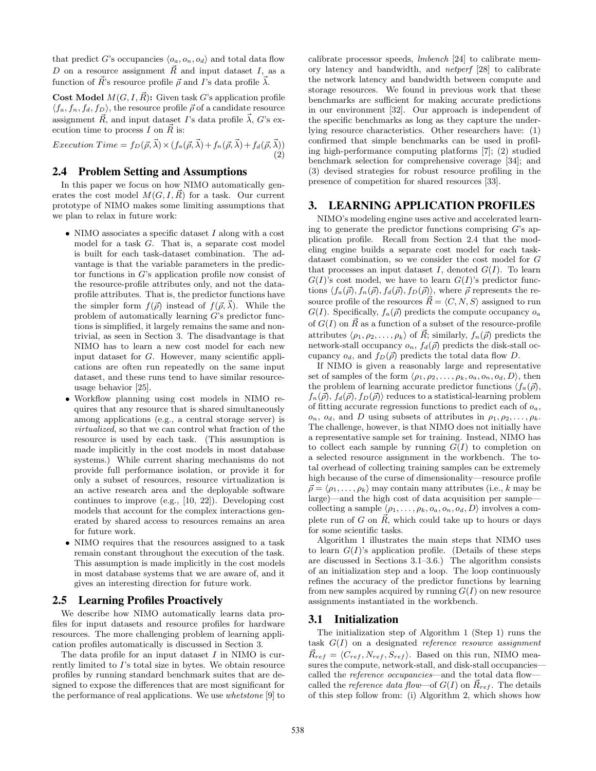that predict $G$'s occupancies $\langle o_a, o_n, o_d \rangle$ and total data flow $D$ on a resource assignment $\vec{R}$ and input dataset $I$, as a function of $\vec{R}$'s resource profile $\vec{\rho}$ and $I$'s data profile $\vec{\lambda}$.

**Cost Model $M(G, I, \vec{R})$:** Given task $G$'s application profile $\langle f_a, f_n, f_d, f_D \rangle$, the resource profile $\vec{\rho}$ of a candidate resource assignment $\vec{R}$, and input dataset $I$'s data profile $\vec{\lambda}$, $G$'s execution time to process $I$ on $\vec{R}$ is:

$$Execution\ Time = f_D(\vec{\rho}, \vec{\lambda}) \times (f_a(\vec{\rho}, \vec{\lambda}) + f_n(\vec{\rho}, \vec{\lambda}) + f_d(\vec{\rho}, \vec{\lambda})) \quad (2)$$

## 2.4 Problem Setting and Assumptions

In this paper we focus on how NIMO automatically generates the cost model $M(G, I, \vec{R})$ for a task. Our current prototype of NIMO makes some limiting assumptions that we plan to relax in future work:

- NIMO associates a specific dataset $I$ along with a cost model for a task $G$. That is, a separate cost model is built for each task-dataset combination. The advantage is that the variable parameters in the predictor functions in $G$'s application profile now consist of the resource-profile attributes only, and not the data-profile attributes. That is, the predictor functions have the simpler form $f(\vec{\rho})$ instead of $f(\vec{\rho}, \vec{\lambda})$. While the problem of automatically learning $G$'s predictor functions is simplified, it largely remains the same and nontrivial, as seen in Section 3. The disadvantage is that NIMO has to learn a new cost model for each new input dataset for $G$. However, many scientific applications are often run repeatedly on the same input dataset, and these runs tend to have similar resource-usage behavior [25].
- Workflow planning using cost models in NIMO requires that any resource that is shared simultaneously among applications (e.g., a central storage server) is *virtualized*, so that we can control what fraction of the resource is used by each task. (This assumption is made implicitly in the cost models in most database systems.) While current sharing mechanisms do not provide full performance isolation, or provide it for only a subset of resources, resource virtualization is an active research area and the deployable software continues to improve (e.g., [10, 22]). Developing cost models that account for the complex interactions generated by shared access to resources remains an area for future work.
- NIMO requires that the resources assigned to a task remain constant throughout the execution of the task. This assumption is made implicitly in the cost models in most database systems that we are aware of, and it gives an interesting direction for future work.

## 2.5 Learning Profiles Proactively

We describe how NIMO automatically learns data profiles for input datasets and resource profiles for hardware resources. The more challenging problem of learning application profiles automatically is discussed in Section 3.

The data profile for an input dataset $I$ in NIMO is currently limited to $I$'s total size in bytes. We obtain resource profiles by running standard benchmark suites that are designed to expose the differences that are most significant for the performance of real applications. We use *whetstone* [9] to calibrate processor speeds, *lmbench* [24] to calibrate memory latency and bandwidth, and *netperf* [28] to calibrate the network latency and bandwidth between compute and storage resources. We found in previous work that these benchmarks are sufficient for making accurate predictions in our environment [32]. Our approach is independent of the specific benchmarks as long as they capture the underlying resource characteristics. Other researchers have: (1) confirmed that simple benchmarks can be used in profiling high-performance computing platforms [7]; (2) studied benchmark selection for comprehensive coverage [34]; and (3) devised strategies for robust resource profiling in the presence of competition for shared resources [33].

# 3. LEARNING APPLICATION PROFILES

NIMO's modeling engine uses active and accelerated learning to generate the predictor functions comprising $G$'s application profile. Recall from Section 2.4 that the modeling engine builds a separate cost model for each task-dataset combination, so we consider the cost model for $G$ that processes an input dataset $I$, denoted $G(I)$. To learn $G(I)$'s cost model, we have to learn $G(I)$'s predictor functions $\langle f_a(\vec{\rho}), f_n(\vec{\rho}), f_d(\vec{\rho}), f_D(\vec{\rho}) \rangle$, where $\vec{\rho}$ represents the resource profile of the resources $\vec{R} = \langle C, N, S \rangle$ assigned to run $G(I)$. Specifically, $f_a(\vec{\rho})$ predicts the compute occupancy $o_a$ of $G(I)$ on $\vec{R}$ as a function of a subset of the resource-profile attributes $\langle \rho_1, \rho_2, \ldots, \rho_k \rangle$ of $\vec{R}$; similarly, $f_n(\vec{\rho})$ predicts the network-stall occupancy $o_n$, $f_d(\vec{\rho})$ predicts the disk-stall occupancy $o_d$, and $f_D(\vec{\rho})$ predicts the total data flow $D$.

If NIMO is given a reasonably large and representative set of samples of the form $\langle \rho_1, \rho_2, \ldots, \rho_k, o_a, o_n, o_d, D \rangle$, then the problem of learning accurate predictor functions $\langle f_a(\vec{\rho}), f_n(\vec{\rho}), f_d(\vec{\rho}), f_D(\vec{\rho}) \rangle$ reduces to a statistical-learning problem of fitting accurate regression functions to predict each of $o_a$, $o_n$, $o_d$, and $D$ using subsets of attributes in $\rho_1, \rho_2, \ldots, \rho_k$. The challenge, however, is that NIMO does not initially have a representative sample set for training. Instead, NIMO has to collect each sample by running $G(I)$ to completion on a selected resource assignment in the workbench. The total overhead of collecting training samples can be extremely high because of the curse of dimensionality—resource profile $\vec{\rho} = \langle \rho_1, \ldots, \rho_k \rangle$ may contain many attributes (i.e., $k$ may be large)—and the high cost of data acquisition per sample—collecting a sample $\langle \rho_1, \ldots, \rho_k, o_a, o_n, o_d, D \rangle$ involves a complete run of $G$ on $\vec{R}$, which could take up to hours or days for some scientific tasks.

Algorithm 1 illustrates the main steps that NIMO uses to learn $G(I)$'s application profile. (Details of these steps are discussed in Sections 3.1–3.6.) The algorithm consists of an initialization step and a loop. The loop continuously refines the accuracy of the predictor functions by learning from new samples acquired by running $G(I)$ on new resource assignments instantiated in the workbench.

## 3.1 Initialization

The initialization step of Algorithm 1 (Step 1) runs the task $G(I)$ on a designated *reference resource assignment* $\vec{R}_{ref} = \langle C_{ref}, N_{ref}, S_{ref} \rangle$. Based on this run, NIMO measures the compute, network-stall, and disk-stall occupancies—called the *reference occupancies*—and the total data flow—called the *reference data flow*—of $G(I)$ on $\vec{R}_{ref}$. The details of this step follow from: (i) Algorithm 2, which shows how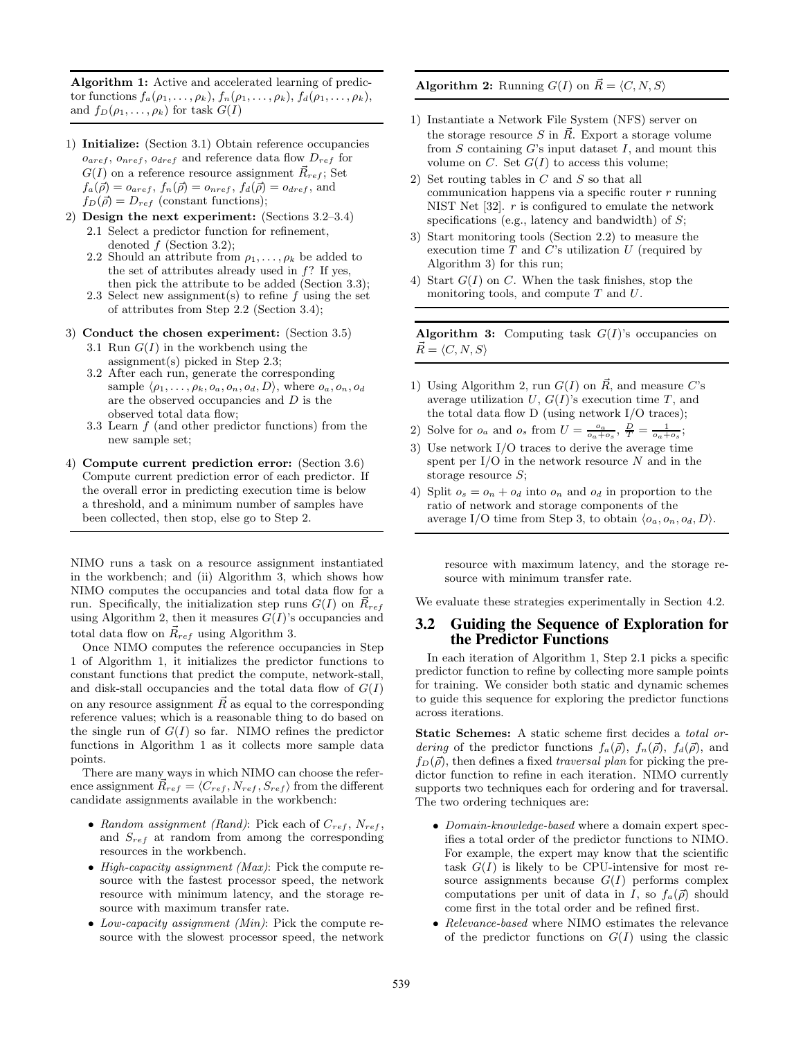**Algorithm 1:** Active and accelerated learning of predictor functions $f_a(\rho_1, \ldots, \rho_k)$, $f_n(\rho_1, \ldots, \rho_k)$, $f_d(\rho_1, \ldots, \rho_k)$, and $f_D(\rho_1, \ldots, \rho_k)$ for task $G(I)$

1) **Initialize:** (Section 3.1) Obtain reference occupancies $o_{aref}$, $o_{nref}$, $o_{dref}$ and reference data flow $D_{ref}$ for $G(I)$ on a reference resource assignment $\vec{R}_{ref}$; Set $f_a(\vec{\rho}) = o_{aref}$, $f_n(\vec{\rho}) = o_{nref}$, $f_d(\vec{\rho}) = o_{dref}$, and $f_D(\vec{\rho}) = D_{ref}$ (constant functions);
2) **Design the next experiment:** (Sections 3.2–3.4)
   2.1 Select a predictor function for refinement, denoted $f$ (Section 3.2);
   2.2 Should an attribute from $\rho_1, \ldots, \rho_k$ be added to the set of attributes already used in $f$? If yes, then pick the attribute to be added (Section 3.3);
   2.3 Select new assignment(s) to refine $f$ using the set of attributes from Step 2.2 (Section 3.4);
3) **Conduct the chosen experiment:** (Section 3.5)
   3.1 Run $G(I)$ in the workbench using the assignment(s) picked in Step 2.3;
   3.2 After each run, generate the corresponding sample $\langle \rho_1, \ldots, \rho_k, o_a, o_n, o_d, D \rangle$, where $o_a, o_n, o_d$ are the observed occupancies and $D$ is the observed total data flow;
   3.3 Learn $f$ (and other predictor functions) from the new sample set;
4) **Compute current prediction error:** (Section 3.6) Compute current prediction error of each predictor. If the overall error in predicting execution time is below a threshold, and a minimum number of samples have been collected, then stop, else go to Step 2.

NIMO runs a task on a resource assignment instantiated in the workbench; and (ii) Algorithm 3, which shows how NIMO computes the occupancies and total data flow for a run. Specifically, the initialization step runs $G(I)$ on $\vec{R}_{ref}$ using Algorithm 2, then it measures $G(I)$'s occupancies and total data flow on $\vec{R}_{ref}$ using Algorithm 3.

Once NIMO computes the reference occupancies in Step 1 of Algorithm 1, it initializes the predictor functions to constant functions that predict the compute, network-stall, and disk-stall occupancies and the total data flow of $G(I)$ on any resource assignment $\vec{R}$ as equal to the corresponding reference values; which is a reasonable thing to do based on the single run of $G(I)$ so far. NIMO refines the predictor functions in Algorithm 1 as it collects more sample data points.

There are many ways in which NIMO can choose the reference assignment $\vec{R}_{ref} = \langle C_{ref}, N_{ref}, S_{ref} \rangle$ from the different candidate assignments available in the workbench:

- *Random assignment (Rand)*: Pick each of $C_{ref}$, $N_{ref}$, and $S_{ref}$ at random from among the corresponding resources in the workbench.
- *High-capacity assignment (Max)*: Pick the compute resource with the fastest processor speed, the network resource with minimum latency, and the storage resource with maximum transfer rate.
- *Low-capacity assignment (Min)*: Pick the compute resource with the slowest processor speed, the network resource with maximum latency, and the storage resource with minimum transfer rate.

**Algorithm 2:** Running $G(I)$ on $\vec{R} = \langle C, N, S \rangle$

1) Instantiate a Network File System (NFS) server on the storage resource $S$ in $\vec{R}$. Export a storage volume from $S$ containing $G$'s input dataset $I$, and mount this volume on $C$. Set $G(I)$ to access this volume;
2) Set routing tables in $C$ and $S$ so that all communication happens via a specific router $r$ running NIST Net [32]. $r$ is configured to emulate the network specifications (e.g., latency and bandwidth) of $S$;
3) Start monitoring tools (Section 2.2) to measure the execution time $T$ and $C$'s utilization $U$ (required by Algorithm 3) for this run;
4) Start $G(I)$ on $C$. When the task finishes, stop the monitoring tools, and compute $T$ and $U$.

**Algorithm 3:** Computing task $G(I)$'s occupancies on $\vec{R} = \langle C, N, S \rangle$

1) Using Algorithm 2, run $G(I)$ on $\vec{R}$, and measure $C$'s average utilization $U$, $G(I)$'s execution time $T$, and the total data flow D (using network I/O traces);
2) Solve for $o_a$ and $o_s$ from $U = \frac{o_a}{o_a + o_s}$, $\frac{D}{T} = \frac{1}{o_a + o_s}$;
3) Use network I/O traces to derive the average time spent per I/O in the network resource $N$ and in the storage resource $S$;
4) Split $o_s = o_n + o_d$ into $o_n$ and $o_d$ in proportion to the ratio of network and storage components of the average I/O time from Step 3, to obtain $\langle o_a, o_n, o_d, D \rangle$.

We evaluate these strategies experimentally in Section 4.2.

## 3.2 Guiding the Sequence of Exploration for the Predictor Functions

In each iteration of Algorithm 1, Step 2.1 picks a specific predictor function to refine by collecting more sample points for training. We consider both static and dynamic schemes to guide this sequence for exploring the predictor functions across iterations.

**Static Schemes:** A static scheme first decides a *total ordering* of the predictor functions $f_a(\vec{\rho})$, $f_n(\vec{\rho})$, $f_d(\vec{\rho})$, and $f_D(\vec{\rho})$, then defines a fixed *traversal plan* for picking the predictor function to refine in each iteration. NIMO currently supports two techniques each for ordering and for traversal. The two ordering techniques are:

- *Domain-knowledge-based* where a domain expert specifies a total order of the predictor functions to NIMO. For example, the expert may know that the scientific task $G(I)$ is likely to be CPU-intensive for most resource assignments because $G(I)$ performs complex computations per unit of data in $I$, so $f_a(\vec{\rho})$ should come first in the total order and be refined first.
- *Relevance-based* where NIMO estimates the relevance of the predictor functions on $G(I)$ using the classic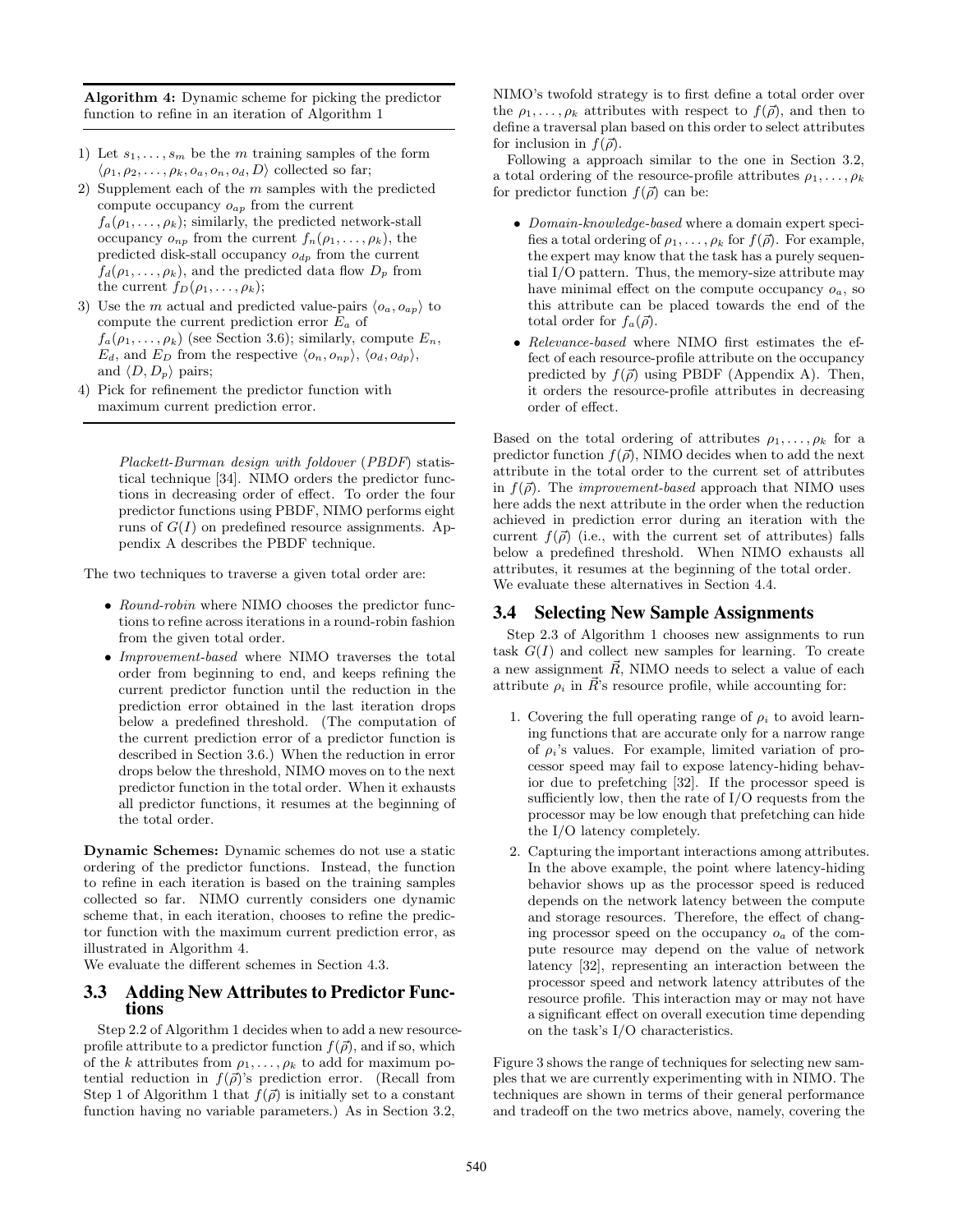**Algorithm 4:** Dynamic scheme for picking the predictor function to refine in an iteration of Algorithm 1

1) Let $s_1, \ldots, s_m$ be the $m$ training samples of the form $\langle \rho_1, \rho_2, \ldots, \rho_k, o_a, o_n, o_d, D \rangle$ collected so far;
2) Supplement each of the $m$ samples with the predicted compute occupancy $o_{ap}$ from the current $f_a(\rho_1, \ldots, \rho_k)$; similarly, the predicted network-stall occupancy $o_{np}$ from the current $f_n(\rho_1, \ldots, \rho_k)$, the predicted disk-stall occupancy $o_{dp}$ from the current $f_d(\rho_1, \ldots, \rho_k)$, and the predicted data flow $D_p$ from the current $f_D(\rho_1, \ldots, \rho_k)$;
3) Use the $m$ actual and predicted value-pairs $\langle o_a, o_{ap} \rangle$ to compute the current prediction error $E_a$ of $f_a(\rho_1, \ldots, \rho_k)$ (see Section 3.6); similarly, compute $E_n$, $E_d$, and $E_D$ from the respective $\langle o_n, o_{np} \rangle$, $\langle o_d, o_{dp} \rangle$, and $\langle D, D_p \rangle$ pairs;
4) Pick for refinement the predictor function with maximum current prediction error.

*Plackett-Burman design with foldover* (*PBDF*) statistical technique [34]. NIMO orders the predictor functions in decreasing order of effect. To order the four predictor functions using PBDF, NIMO performs eight runs of $G(I)$ on predefined resource assignments. Appendix A describes the PBDF technique.

The two techniques to traverse a given total order are:

- *Round-robin* where NIMO chooses the predictor functions to refine across iterations in a round-robin fashion from the given total order.
- *Improvement-based* where NIMO traverses the total order from beginning to end, and keeps refining the current predictor function until the reduction in the prediction error obtained in the last iteration drops below a predefined threshold. (The computation of the current prediction error of a predictor function is described in Section 3.6.) When the reduction in error drops below the threshold, NIMO moves on to the next predictor function in the total order. When it exhausts all predictor functions, it resumes at the beginning of the total order.

**Dynamic Schemes:** Dynamic schemes do not use a static ordering of the predictor functions. Instead, the function to refine in each iteration is based on the training samples collected so far. NIMO currently considers one dynamic scheme that, in each iteration, chooses to refine the predictor function with the maximum current prediction error, as illustrated in Algorithm 4.
We evaluate the different schemes in Section 4.3.

## 3.3 Adding New Attributes to Predictor Functions

Step 2.2 of Algorithm 1 decides when to add a new resource-profile attribute to a predictor function $f(\vec{\rho})$, and if so, which of the $k$ attributes from $\rho_1, \ldots, \rho_k$ to add for maximum potential reduction in $f(\vec{\rho})$'s prediction error. (Recall from Step 1 of Algorithm 1 that $f(\vec{\rho})$ is initially set to a constant function having no variable parameters.) As in Section 3.2, NIMO's twofold strategy is to first define a total order over the $\rho_1, \ldots, \rho_k$ attributes with respect to $f(\vec{\rho})$, and then to define a traversal plan based on this order to select attributes for inclusion in $f(\vec{\rho})$.

Following a approach similar to the one in Section 3.2, a total ordering of the resource-profile attributes $\rho_1, \ldots, \rho_k$ for predictor function $f(\vec{\rho})$ can be:

- *Domain-knowledge-based* where a domain expert specifies a total ordering of $\rho_1, \ldots, \rho_k$ for $f(\vec{\rho})$. For example, the expert may know that the task has a purely sequential I/O pattern. Thus, the memory-size attribute may have minimal effect on the compute occupancy $o_a$, so this attribute can be placed towards the end of the total order for $f_a(\vec{\rho})$.
- *Relevance-based* where NIMO first estimates the effect of each resource-profile attribute on the occupancy predicted by $f(\vec{\rho})$ using PBDF (Appendix A). Then, it orders the resource-profile attributes in decreasing order of effect.

Based on the total ordering of attributes $\rho_1, \ldots, \rho_k$ for a predictor function $f(\vec{\rho})$, NIMO decides when to add the next attribute in the total order to the current set of attributes in $f(\vec{\rho})$. The *improvement-based* approach that NIMO uses here adds the next attribute in the order when the reduction achieved in prediction error during an iteration with the current $f(\vec{\rho})$ (i.e., with the current set of attributes) falls below a predefined threshold. When NIMO exhausts all attributes, it resumes at the beginning of the total order. We evaluate these alternatives in Section 4.4.

## 3.4 Selecting New Sample Assignments

Step 2.3 of Algorithm 1 chooses new assignments to run task $G(I)$ and collect new samples for learning. To create a new assignment $\vec{R}$, NIMO needs to select a value of each attribute $\rho_i$ in $\vec{R}$'s resource profile, while accounting for:

1. Covering the full operating range of $\rho_i$ to avoid learning functions that are accurate only for a narrow range of $\rho_i$'s values. For example, limited variation of processor speed may fail to expose latency-hiding behavior due to prefetching [32]. If the processor speed is sufficiently low, then the rate of I/O requests from the processor may be low enough that prefetching can hide the I/O latency completely.
2. Capturing the important interactions among attributes. In the above example, the point where latency-hiding behavior shows up as the processor speed is reduced depends on the network latency between the compute and storage resources. Therefore, the effect of changing processor speed on the occupancy $o_a$ of the compute resource may depend on the value of network latency [32], representing an interaction between the processor speed and network latency attributes of the resource profile. This interaction may or may not have a significant effect on overall execution time depending on the task's I/O characteristics.

Figure 3 shows the range of techniques for selecting new samples that we are currently experimenting with in NIMO. The techniques are shown in terms of their general performance and tradeoff on the two metrics above, namely, covering the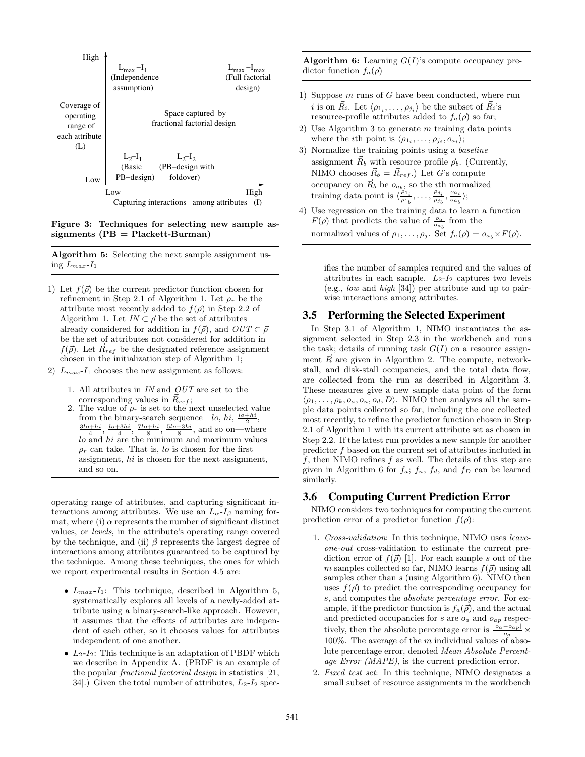High

$L_{max}$–$I_1$ (Independence assumption)

$L_{max}$–$I_{max}$ (Full factorial design)

Coverage of operating range of each attribute (L)

Space captured by fractional factorial design

$L_2$–$I_1$ (Basic PB–design)

$L_2$–$I_2$ (PB–design with foldover)

Low

Low — Capturing interactions among attributes (I) — High

**Figure 3: Techniques for selecting new sample assignments (PB = Plackett-Burman)**

---

**Algorithm 5:** Selecting the next sample assignment using $L_{max}$-$I_1$

---

1) Let $f(\vec{\rho})$ be the current predictor function chosen for refinement in Step 2.1 of Algorithm 1. Let $\rho_r$ be the attribute most recently added to $f(\vec{\rho})$ in Step 2.2 of Algorithm 1. Let $IN \subset \vec{\rho}$ be the set of attributes already considered for addition in $f(\vec{\rho})$, and $OUT \subset \vec{\rho}$ be the set of attributes not considered for addition in $f(\vec{\rho})$. Let $\vec{R}_{ref}$ be the designated reference assignment chosen in the initialization step of Algorithm 1;
2) $L_{max}$-$I_1$ chooses the new assignment as follows:
   1. All attributes in $IN$ and $OUT$ are set to the corresponding values in $\vec{R}_{ref}$;
   2. The value of $\rho_r$ is set to the next unselected value from the binary-search sequence—$lo$, $hi$, $\frac{lo+hi}{2}$, $\frac{3lo+hi}{4}$, $\frac{lo+3hi}{4}$, $\frac{7lo+hi}{8}$, $\frac{5lo+3hi}{8}$, and so on—where $lo$ and $hi$ are the minimum and maximum values $\rho_r$ can take. That is, $lo$ is chosen for the first assignment, $hi$ is chosen for the next assignment, and so on.

---

operating range of attributes, and capturing significant interactions among attributes. We use an $L_\alpha$-$I_\beta$ naming format, where (i) $\alpha$ represents the number of significant distinct values, or *levels*, in the attribute's operating range covered by the technique, and (ii) $\beta$ represents the largest degree of interactions among attributes guaranteed to be captured by the technique. Among these techniques, the ones for which we report experimental results in Section 4.5 are:

- **$L_{max}$-$I_1$**: This technique, described in Algorithm 5, systematically explores all levels of a newly-added attribute using a binary-search-like approach. However, it assumes that the effects of attributes are independent of each other, so it chooses values for attributes independent of one another.
- **$L_2$-$I_2$**: This technique is an adaptation of PBDF which we describe in Appendix A. (PBDF is an example of the popular *fractional factorial design* in statistics [21, 34].) Given the total number of attributes, $L_2$-$I_2$ specifies the number of samples required and the values of attributes in each sample. $L_2$-$I_2$ captures two levels (e.g., *low* and *high* [34]) per attribute and up to pairwise interactions among attributes.

---

**Algorithm 6:** Learning $G(I)$'s compute occupancy predictor function $f_a(\vec{\rho})$

---

1) Suppose $m$ runs of $G$ have been conducted, where run $i$ is on $\vec{R}_i$. Let $\langle \rho_{1_i}, \ldots, \rho_{j_i} \rangle$ be the subset of $\vec{R}_i$'s resource-profile attributes added to $f_a(\vec{\rho})$ so far;
2) Use Algorithm 3 to generate $m$ training data points where the $i$th point is $\langle \rho_{1_i}, \ldots, \rho_{j_i}, o_{a_i} \rangle$;
3) Normalize the training points using a *baseline* assignment $\vec{R}_b$ with resource profile $\vec{\rho}_b$. (Currently, NIMO chooses $\vec{R}_b = \vec{R}_{ref}$.) Let $G$'s compute occupancy on $\vec{R}_b$ be $o_{a_b}$, so the $i$th normalized training data point is $\langle \frac{\rho_{1_i}}{\rho_{1_b}}, \ldots, \frac{\rho_{j_i}}{\rho_{j_b}}, \frac{o_{a_i}}{o_{a_b}} \rangle$;
4) Use regression on the training data to learn a function $F(\vec{\rho})$ that predicts the value of $\frac{o_a}{o_{a_b}}$ from the normalized values of $\rho_1, \ldots, \rho_j$. Set $f_a(\vec{\rho}) = o_{a_b} \times F(\vec{\rho})$.

---

## 3.5 Performing the Selected Experiment

In Step 3.1 of Algorithm 1, NIMO instantiates the assignment selected in Step 2.3 in the workbench and runs the task; details of running task $G(I)$ on a resource assignment $\vec{R}$ are given in Algorithm 2. The compute, network-stall, and disk-stall occupancies, and the total data flow, are collected from the run as described in Algorithm 3. These measures give a new sample data point of the form $\langle \rho_1, \ldots, \rho_k, o_a, o_n, o_d, D \rangle$. NIMO then analyzes all the sample data points collected so far, including the one collected most recently, to refine the predictor function chosen in Step 2.1 of Algorithm 1 with its current attribute set as chosen in Step 2.2. If the latest run provides a new sample for another predictor $f$ based on the current set of attributes included in $f$, then NIMO refines $f$ as well. The details of this step are given in Algorithm 6 for $f_a$; $f_n$, $f_d$, and $f_D$ can be learned similarly.

## 3.6 Computing Current Prediction Error

NIMO considers two techniques for computing the current prediction error of a predictor function $f(\vec{\rho})$:

1. *Cross-validation*: In this technique, NIMO uses *leave-one-out* cross-validation to estimate the current prediction error of $f(\vec{\rho})$ [1]. For each sample $s$ out of the $m$ samples collected so far, NIMO learns $f(\vec{\rho})$ using all samples other than $s$ (using Algorithm 6). NIMO then uses $f(\vec{\rho})$ to predict the corresponding occupancy for $s$, and computes the *absolute percentage error*. For example, if the predictor function is $f_a(\vec{\rho})$, and the actual and predicted occupancies for $s$ are $o_a$ and $o_{ap}$ respectively, then the absolute percentage error is $\frac{|o_a - o_{ap}|}{o_a} \times 100\%$. The average of the $m$ individual values of absolute percentage error, denoted *Mean Absolute Percentage Error (MAPE)*, is the current prediction error.
2. *Fixed test set*: In this technique, NIMO designates a small subset of resource assignments in the workbench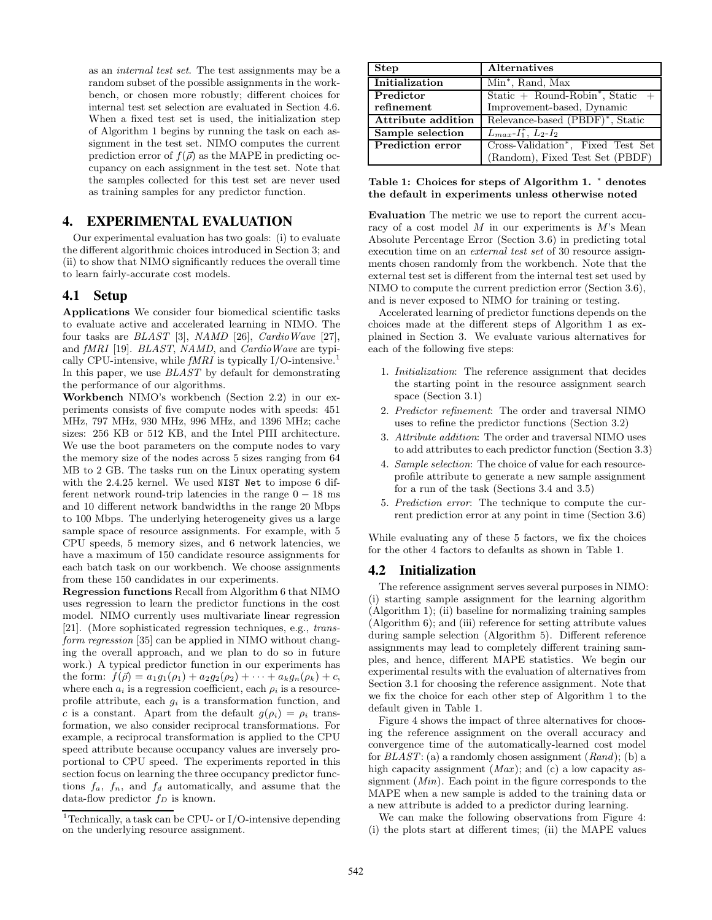as an *internal test set*. The test assignments may be a random subset of the possible assignments in the workbench, or chosen more robustly; different choices for internal test set selection are evaluated in Section 4.6. When a fixed test set is used, the initialization step of Algorithm 1 begins by running the task on each assignment in the test set. NIMO computes the current prediction error of $f(\vec{\rho})$ as the MAPE in predicting occupancy on each assignment in the test set. Note that the samples collected for this test set are never used as training samples for any predictor function.

## 4. EXPERIMENTAL EVALUATION

Our experimental evaluation has two goals: (i) to evaluate the different algorithmic choices introduced in Section 3; and (ii) to show that NIMO significantly reduces the overall time to learn fairly-accurate cost models.

### 4.1 Setup

**Applications** We consider four biomedical scientific tasks to evaluate active and accelerated learning in NIMO. The four tasks are *BLAST* [3], *NAMD* [26], *CardioWave* [27], and *fMRI* [19]. *BLAST*, *NAMD*, and *CardioWave* are typically CPU-intensive, while *fMRI* is typically I/O-intensive.[1] In this paper, we use *BLAST* by default for demonstrating the performance of our algorithms.

**Workbench** NIMO's workbench (Section 2.2) in our experiments consists of five compute nodes with speeds: 451 MHz, 797 MHz, 930 MHz, 996 MHz, and 1396 MHz; cache sizes: 256 KB or 512 KB, and the Intel PIII architecture. We use the boot parameters on the compute nodes to vary the memory size of the nodes across 5 sizes ranging from 64 MB to 2 GB. The tasks run on the Linux operating system with the 2.4.25 kernel. We used `NIST Net` to impose 6 different network round-trip latencies in the range $0-18$ ms and 10 different network bandwidths in the range 20 Mbps to 100 Mbps. The underlying heterogeneity gives us a large sample space of resource assignments. For example, with 5 CPU speeds, 5 memory sizes, and 6 network latencies, we have a maximum of 150 candidate resource assignments for each batch task on our workbench. We choose assignments from these 150 candidates in our experiments.

**Regression functions** Recall from Algorithm 6 that NIMO uses regression to learn the predictor functions in the cost model. NIMO currently uses multivariate linear regression [21]. (More sophisticated regression techniques, e.g., *transform regression* [35] can be applied in NIMO without changing the overall approach, and we plan to do so in future work.) A typical predictor function in our experiments has the form: $f(\vec{\rho}) = a_1 g_1(\rho_1) + a_2 g_2(\rho_2) + \cdots + a_k g_n(\rho_k) + c$, where each $a_i$ is a regression coefficient, each $\rho_i$ is a resource-profile attribute, each $g_i$ is a transformation function, and $c$ is a constant. Apart from the default $g(\rho_i) = \rho_i$ transformation, we also consider reciprocal transformations. For example, a reciprocal transformation is applied to the CPU speed attribute because occupancy values are inversely proportional to CPU speed. The experiments reported in this section focus on learning the three occupancy predictor functions $f_a$, $f_n$, and $f_d$ automatically, and assume that the data-flow predictor $f_D$ is known.

[1] Technically, a task can be CPU- or I/O-intensive depending on the underlying resource assignment.

| Step | Alternatives |
|---|---|
| **Initialization** | Min*, Rand, Max |
| **Predictor refinement** | Static + Round-Robin*, Static + Improvement-based, Dynamic |
| **Attribute addition** | Relevance-based (PBDF)*, Static |
| **Sample selection** | $L_{max}$-$I_1^*$, $L_2$-$I_2$ |
| **Prediction error** | Cross-Validation*, Fixed Test Set (Random), Fixed Test Set (PBDF) |

**Table 1: Choices for steps of Algorithm 1. * denotes the default in experiments unless otherwise noted**

**Evaluation** The metric we use to report the current accuracy of a cost model $M$ in our experiments is $M$'s Mean Absolute Percentage Error (Section 3.6) in predicting total execution time on an *external test set* of 30 resource assignments chosen randomly from the workbench. Note that the external test set is different from the internal test set used by NIMO to compute the current prediction error (Section 3.6), and is never exposed to NIMO for training or testing.

Accelerated learning of predictor functions depends on the choices made at the different steps of Algorithm 1 as explained in Section 3. We evaluate various alternatives for each of the following five steps:

1. *Initialization*: The reference assignment that decides the starting point in the resource assignment search space (Section 3.1)
2. *Predictor refinement*: The order and traversal NIMO uses to refine the predictor functions (Section 3.2)
3. *Attribute addition*: The order and traversal NIMO uses to add attributes to each predictor function (Section 3.3)
4. *Sample selection*: The choice of value for each resource-profile attribute to generate a new sample assignment for a run of the task (Sections 3.4 and 3.5)
5. *Prediction error*: The technique to compute the current prediction error at any point in time (Section 3.6)

While evaluating any of these 5 factors, we fix the choices for the other 4 factors to defaults as shown in Table 1.

### 4.2 Initialization

The reference assignment serves several purposes in NIMO: (i) starting sample assignment for the learning algorithm (Algorithm 1); (ii) baseline for normalizing training samples (Algorithm 6); and (iii) reference for setting attribute values during sample selection (Algorithm 5). Different reference assignments may lead to completely different training samples, and hence, different MAPE statistics. We begin our experimental results with the evaluation of alternatives from Section 3.1 for choosing the reference assignment. Note that we fix the choice for each other step of Algorithm 1 to the default given in Table 1.

Figure 4 shows the impact of three alternatives for choosing the reference assignment on the overall accuracy and convergence time of the automatically-learned cost model for *BLAST*: (a) a randomly chosen assignment (*Rand*); (b) a high capacity assignment (*Max*); and (c) a low capacity assignment (*Min*). Each point in the figure corresponds to the MAPE when a new sample is added to the training data or a new attribute is added to a predictor during learning.

We can make the following observations from Figure 4: (i) the plots start at different times; (ii) the MAPE values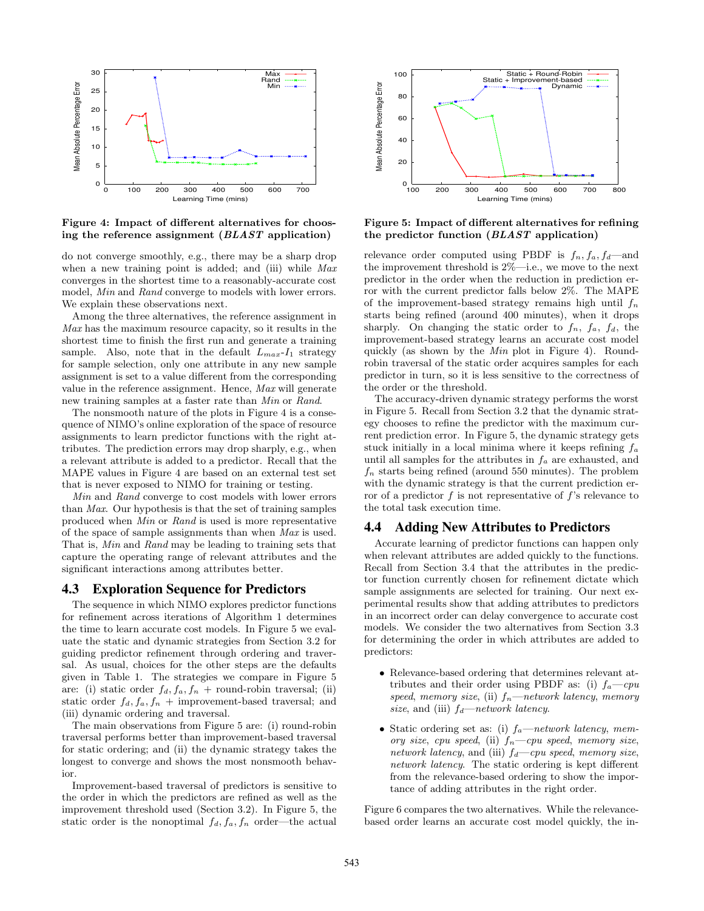Figure 4: Impact of different alternatives for choosing the reference assignment (*BLAST* application)

Figure 5: Impact of different alternatives for refining the predictor function (*BLAST* application)

do not converge smoothly, e.g., there may be a sharp drop when a new training point is added; and (iii) while *Max* converges in the shortest time to a reasonably-accurate cost model, *Min* and *Rand* converge to models with lower errors. We explain these observations next.

Among the three alternatives, the reference assignment in *Max* has the maximum resource capacity, so it results in the shortest time to finish the first run and generate a training sample. Also, note that in the default $L_{max}$-$I_1$ strategy for sample selection, only one attribute in any new sample assignment is set to a value different from the corresponding value in the reference assignment. Hence, *Max* will generate new training samples at a faster rate than *Min* or *Rand*.

The nonsmooth nature of the plots in Figure 4 is a consequence of NIMO's online exploration of the space of resource assignments to learn predictor functions with the right attributes. The prediction errors may drop sharply, e.g., when a relevant attribute is added to a predictor. Recall that the MAPE values in Figure 4 are based on an external test set that is never exposed to NIMO for training or testing.

*Min* and *Rand* converge to cost models with lower errors than *Max*. Our hypothesis is that the set of training samples produced when *Min* or *Rand* is used is more representative of the space of sample assignments than when *Max* is used. That is, *Min* and *Rand* may be leading to training sets that capture the operating range of relevant attributes and the significant interactions among attributes better.

## 4.3 Exploration Sequence for Predictors

The sequence in which NIMO explores predictor functions for refinement across iterations of Algorithm 1 determines the time to learn accurate cost models. In Figure 5 we evaluate the static and dynamic strategies from Section 3.2 for guiding predictor refinement through ordering and traversal. As usual, choices for the other steps are the defaults given in Table 1. The strategies we compare in Figure 5 are: (i) static order $f_d, f_a, f_n$ + round-robin traversal; (ii) static order $f_d, f_a, f_n$ + improvement-based traversal; and (iii) dynamic ordering and traversal.

The main observations from Figure 5 are: (i) round-robin traversal performs better than improvement-based traversal for static ordering; and (ii) the dynamic strategy takes the longest to converge and shows the most nonsmooth behavior.

Improvement-based traversal of predictors is sensitive to the order in which the predictors are refined as well as the improvement threshold used (Section 3.2). In Figure 5, the static order is the nonoptimal $f_d, f_a, f_n$ order—the actual relevance order computed using PBDF is $f_n, f_a, f_d$—and the improvement threshold is 2%—i.e., we move to the next predictor in the order when the reduction in prediction error with the current predictor falls below 2%. The MAPE of the improvement-based strategy remains high until $f_n$ starts being refined (around 400 minutes), when it drops sharply. On changing the static order to $f_n$, $f_a$, $f_d$, the improvement-based strategy learns an accurate cost model quickly (as shown by the *Min* plot in Figure 4). Round-robin traversal of the static order acquires samples for each predictor in turn, so it is less sensitive to the correctness of the order or the threshold.

The accuracy-driven dynamic strategy performs the worst in Figure 5. Recall from Section 3.2 that the dynamic strategy chooses to refine the predictor with the maximum current prediction error. In Figure 5, the dynamic strategy gets stuck initially in a local minima where it keeps refining $f_a$ until all samples for the attributes in $f_a$ are exhausted, and $f_n$ starts being refined (around 550 minutes). The problem with the dynamic strategy is that the current prediction error of a predictor $f$ is not representative of $f$'s relevance to the total task execution time.

## 4.4 Adding New Attributes to Predictors

Accurate learning of predictor functions can happen only when relevant attributes are added quickly to the functions. Recall from Section 3.4 that the attributes in the predictor function currently chosen for refinement dictate which sample assignments are selected for training. Our next experimental results show that adding attributes to predictors in an incorrect order can delay convergence to accurate cost models. We consider the two alternatives from Section 3.3 for determining the order in which attributes are added to predictors:

- Relevance-based ordering that determines relevant attributes and their order using PBDF as: (i) $f_a$—*cpu speed*, *memory size*, (ii) $f_n$—*network latency*, *memory size*, and (iii) $f_d$—*network latency*.
- Static ordering set as: (i) $f_a$—*network latency*, *memory size*, *cpu speed*, (ii) $f_n$—*cpu speed*, *memory size*, *network latency*, and (iii) $f_d$—*cpu speed*, *memory size*, *network latency*. The static ordering is kept different from the relevance-based ordering to show the importance of adding attributes in the right order.

Figure 6 compares the two alternatives. While the relevance-based order learns an accurate cost model quickly, the in-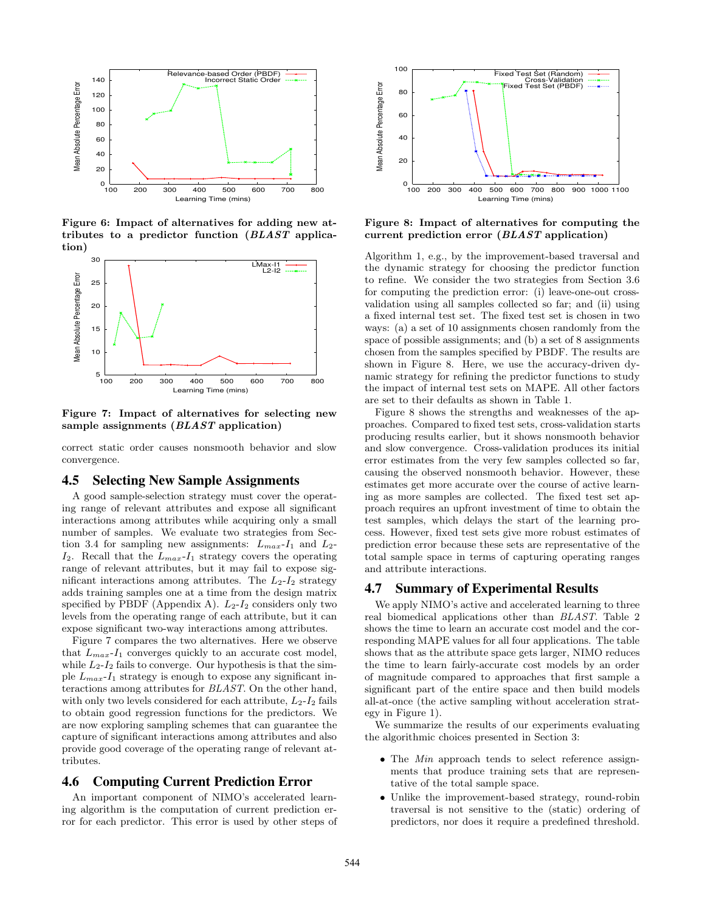Figure 6: Impact of alternatives for adding new attributes to a predictor function (*BLAST* application)

Figure 7: Impact of alternatives for selecting new sample assignments (*BLAST* application)

correct static order causes nonsmooth behavior and slow convergence.

## 4.5 Selecting New Sample Assignments

A good sample-selection strategy must cover the operating range of relevant attributes and expose all significant interactions among attributes while acquiring only a small number of samples. We evaluate two strategies from Section 3.4 for sampling new assignments: $L_{max}$-$I_1$ and $L_2$-$I_2$. Recall that the $L_{max}$-$I_1$ strategy covers the operating range of relevant attributes, but it may fail to expose significant interactions among attributes. The $L_2$-$I_2$ strategy adds training samples one at a time from the design matrix specified by PBDF (Appendix A). $L_2$-$I_2$ considers only two levels from the operating range of each attribute, but it can expose significant two-way interactions among attributes.

Figure 7 compares the two alternatives. Here we observe that $L_{max}$-$I_1$ converges quickly to an accurate cost model, while $L_2$-$I_2$ fails to converge. Our hypothesis is that the simple $L_{max}$-$I_1$ strategy is enough to expose any significant interactions among attributes for *BLAST*. On the other hand, with only two levels considered for each attribute, $L_2$-$I_2$ fails to obtain good regression functions for the predictors. We are now exploring sampling schemes that can guarantee the capture of significant interactions among attributes and also provide good coverage of the operating range of relevant attributes.

## 4.6 Computing Current Prediction Error

An important component of NIMO's accelerated learning algorithm is the computation of current prediction error for each predictor. This error is used by other steps of Algorithm 1, e.g., by the improvement-based traversal and the dynamic strategy for choosing the predictor function to refine. We consider the two strategies from Section 3.6 for computing the prediction error: (i) leave-one-out cross-validation using all samples collected so far; and (ii) using a fixed internal test set. The fixed test set is chosen in two ways: (a) a set of 10 assignments chosen randomly from the space of possible assignments; and (b) a set of 8 assignments chosen from the samples specified by PBDF. The results are shown in Figure 8. Here, we use the accuracy-driven dynamic strategy for refining the predictor functions to study the impact of internal test sets on MAPE. All other factors are set to their defaults as shown in Table 1.

Figure 8: Impact of alternatives for computing the current prediction error (*BLAST* application)

Figure 8 shows the strengths and weaknesses of the approaches. Compared to fixed test sets, cross-validation starts producing results earlier, but it shows nonsmooth behavior and slow convergence. Cross-validation produces its initial error estimates from the very few samples collected so far, causing the observed nonsmooth behavior. However, these estimates get more accurate over the course of active learning as more samples are collected. The fixed test set approach requires an upfront investment of time to obtain the test samples, which delays the start of the learning process. However, fixed test sets give more robust estimates of prediction error because these sets are representative of the total sample space in terms of capturing operating ranges and attribute interactions.

## 4.7 Summary of Experimental Results

We apply NIMO's active and accelerated learning to three real biomedical applications other than *BLAST*. Table 2 shows the time to learn an accurate cost model and the corresponding MAPE values for all four applications. The table shows that as the attribute space gets larger, NIMO reduces the time to learn fairly-accurate cost models by an order of magnitude compared to approaches that first sample a significant part of the entire space and then build models all-at-once (the active sampling without acceleration strategy in Figure 1).

We summarize the results of our experiments evaluating the algorithmic choices presented in Section 3:

- The *Min* approach tends to select reference assignments that produce training sets that are representative of the total sample space.
- Unlike the improvement-based strategy, round-robin traversal is not sensitive to the (static) ordering of predictors, nor does it require a predefined threshold.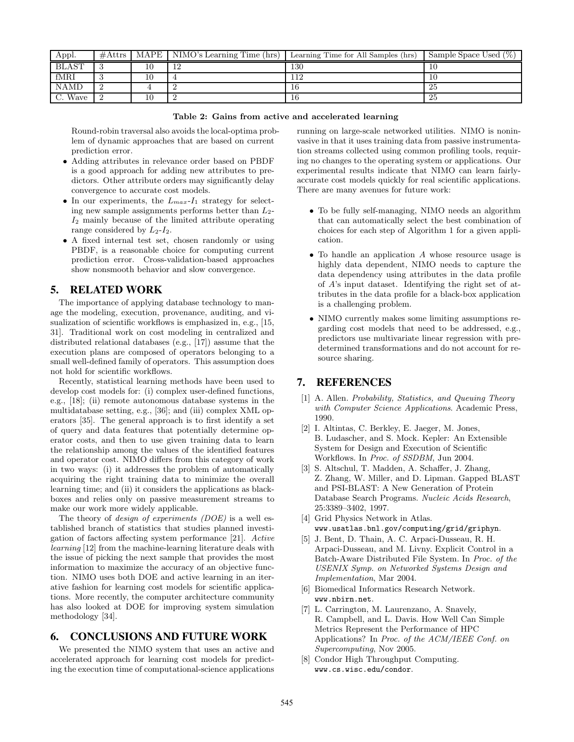| Appl. | #Attrs | MAPE | NIMO's Learning Time (hrs) | Learning Time for All Samples (hrs) | Sample Space Used (%) |
|---|---|---|---|---|---|
| BLAST | 3 | 10 | 12 | 130 | 10 |
| fMRI | 3 | 10 | 4 | 112 | 10 |
| NAMD | 2 | 4 | 2 | 16 | 25 |
| C. Wave | 2 | 10 | 2 | 16 | 25 |

**Table 2: Gains from active and accelerated learning**

Round-robin traversal also avoids the local-optima problem of dynamic approaches that are based on current prediction error.

- Adding attributes in relevance order based on PBDF is a good approach for adding new attributes to predictors. Other attribute orders may significantly delay convergence to accurate cost models.
- In our experiments, the $L_{max}$-$I_1$ strategy for selecting new sample assignments performs better than $L_2$-$I_2$ mainly because of the limited attribute operating range considered by $L_2$-$I_2$.
- A fixed internal test set, chosen randomly or using PBDF, is a reasonable choice for computing current prediction error. Cross-validation-based approaches show nonsmooth behavior and slow convergence.

## 5. RELATED WORK

The importance of applying database technology to manage the modeling, execution, provenance, auditing, and visualization of scientific workflows is emphasized in, e.g., [15, 31]. Traditional work on cost modeling in centralized and distributed relational databases (e.g., [17]) assume that the execution plans are composed of operators belonging to a small well-defined family of operators. This assumption does not hold for scientific workflows.

Recently, statistical learning methods have been used to develop cost models for: (i) complex user-defined functions, e.g., [18]; (ii) remote autonomous database systems in the multidatabase setting, e.g., [36]; and (iii) complex XML operators [35]. The general approach is to first identify a set of query and data features that potentially determine operator costs, and then to use given training data to learn the relationship among the values of the identified features and operator cost. NIMO differs from this category of work in two ways: (i) it addresses the problem of automatically acquiring the right training data to minimize the overall learning time; and (ii) it considers the applications as black-boxes and relies only on passive measurement streams to make our work more widely applicable.

The theory of *design of experiments (DOE)* is a well established branch of statistics that studies planned investigation of factors affecting system performance [21]. *Active learning* [12] from the machine-learning literature deals with the issue of picking the next sample that provides the most information to maximize the accuracy of an objective function. NIMO uses both DOE and active learning in an iterative fashion for learning cost models for scientific applications. More recently, the computer architecture community has also looked at DOE for improving system simulation methodology [34].

## 6. CONCLUSIONS AND FUTURE WORK

We presented the NIMO system that uses an active and accelerated approach for learning cost models for predicting the execution time of computational-science applications running on large-scale networked utilities. NIMO is noninvasive in that it uses training data from passive instrumentation streams collected using common profiling tools, requiring no changes to the operating system or applications. Our experimental results indicate that NIMO can learn fairly-accurate cost models quickly for real scientific applications. There are many avenues for future work:

- To be fully self-managing, NIMO needs an algorithm that can automatically select the best combination of choices for each step of Algorithm 1 for a given application.
- To handle an application $A$ whose resource usage is highly data dependent, NIMO needs to capture the data dependency using attributes in the data profile of $A$'s input dataset. Identifying the right set of attributes in the data profile for a black-box application is a challenging problem.
- NIMO currently makes some limiting assumptions regarding cost models that need to be addressed, e.g., predictors use multivariate linear regression with predetermined transformations and do not account for resource sharing.

## 7. REFERENCES

[1] A. Allen. *Probability, Statistics, and Queuing Theory with Computer Science Applications*. Academic Press, 1990.

[2] I. Altintas, C. Berkley, E. Jaeger, M. Jones, B. Ludascher, and S. Mock. Kepler: An Extensible System for Design and Execution of Scientific Workflows. In *Proc. of SSDBM*, Jun 2004.

[3] S. Altschul, T. Madden, A. Schaffer, J. Zhang, Z. Zhang, W. Miller, and D. Lipman. Gapped BLAST and PSI-BLAST: A New Generation of Protein Database Search Programs. *Nucleic Acids Research*, 25:3389–3402, 1997.

[4] Grid Physics Network in Atlas. www.usatlas.bnl.gov/computing/grid/griphyn.

[5] J. Bent, D. Thain, A. C. Arpaci-Dusseau, R. H. Arpaci-Dusseau, and M. Livny. Explicit Control in a Batch-Aware Distributed File System. In *Proc. of the USENIX Symp. on Networked Systems Design and Implementation*, Mar 2004.

[6] Biomedical Informatics Research Network. www.nbirn.net.

[7] L. Carrington, M. Laurenzano, A. Snavely, R. Campbell, and L. Davis. How Well Can Simple Metrics Represent the Performance of HPC Applications? In *Proc. of the ACM/IEEE Conf. on Supercomputing*, Nov 2005.

[8] Condor High Throughput Computing. www.cs.wisc.edu/condor.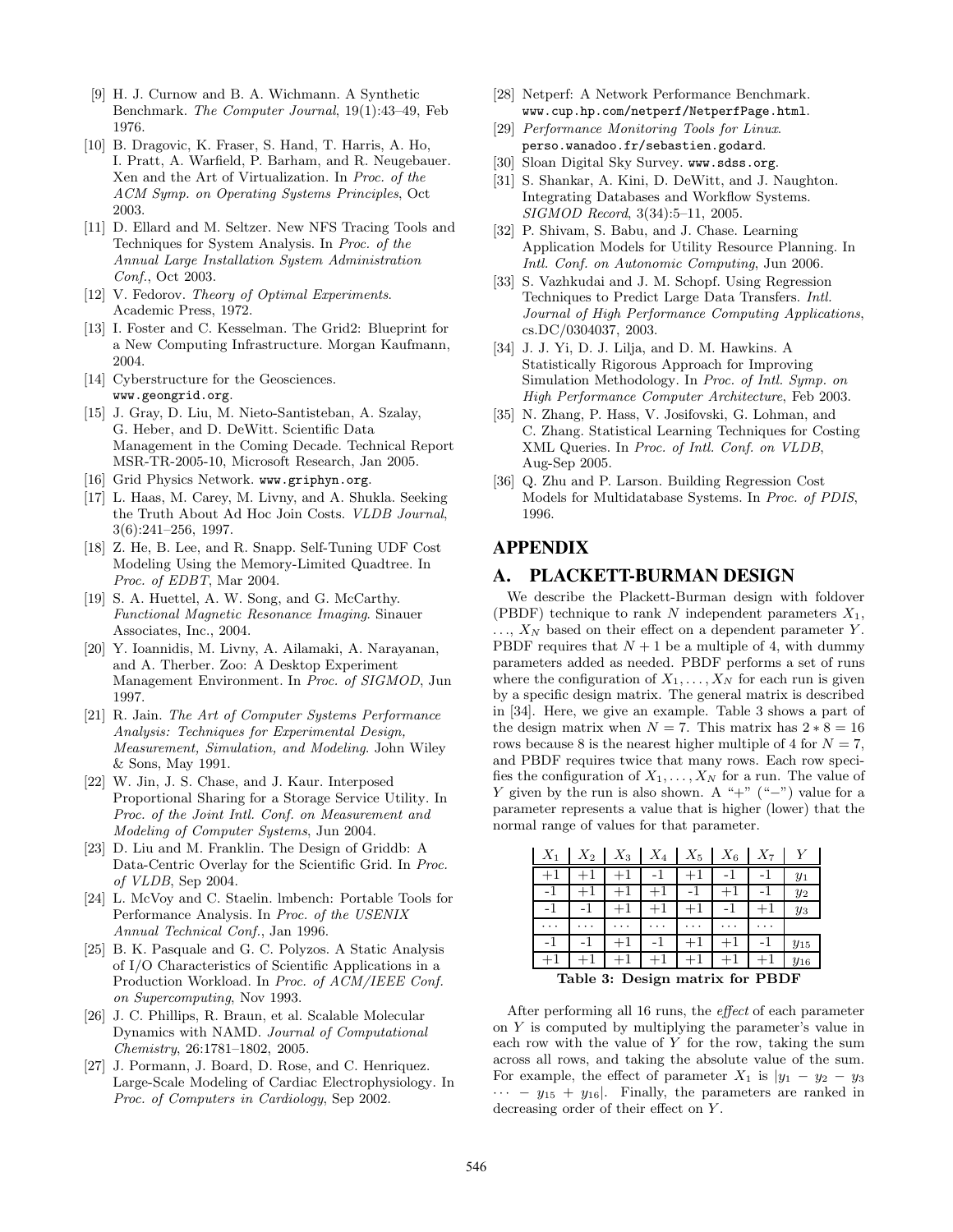[9] H. J. Curnow and B. A. Wichmann. A Synthetic Benchmark. *The Computer Journal*, 19(1):43–49, Feb 1976.

[10] B. Dragovic, K. Fraser, S. Hand, T. Harris, A. Ho, I. Pratt, A. Warfield, P. Barham, and R. Neugebauer. Xen and the Art of Virtualization. In *Proc. of the ACM Symp. on Operating Systems Principles*, Oct 2003.

[11] D. Ellard and M. Seltzer. New NFS Tracing Tools and Techniques for System Analysis. In *Proc. of the Annual Large Installation System Administration Conf.*, Oct 2003.

[12] V. Fedorov. *Theory of Optimal Experiments*. Academic Press, 1972.

[13] I. Foster and C. Kesselman. The Grid2: Blueprint for a New Computing Infrastructure. Morgan Kaufmann, 2004.

[14] Cyberstructure for the Geosciences. `www.geongrid.org`.

[15] J. Gray, D. Liu, M. Nieto-Santisteban, A. Szalay, G. Heber, and D. DeWitt. Scientific Data Management in the Coming Decade. Technical Report MSR-TR-2005-10, Microsoft Research, Jan 2005.

[16] Grid Physics Network. `www.griphyn.org`.

[17] L. Haas, M. Carey, M. Livny, and A. Shukla. Seeking the Truth About Ad Hoc Join Costs. *VLDB Journal*, 3(6):241–256, 1997.

[18] Z. He, B. Lee, and R. Snapp. Self-Tuning UDF Cost Modeling Using the Memory-Limited Quadtree. In *Proc. of EDBT*, Mar 2004.

[19] S. A. Huettel, A. W. Song, and G. McCarthy. *Functional Magnetic Resonance Imaging*. Sinauer Associates, Inc., 2004.

[20] Y. Ioannidis, M. Livny, A. Ailamaki, A. Narayanan, and A. Therber. Zoo: A Desktop Experiment Management Environment. In *Proc. of SIGMOD*, Jun 1997.

[21] R. Jain. *The Art of Computer Systems Performance Analysis: Techniques for Experimental Design, Measurement, Simulation, and Modeling*. John Wiley & Sons, May 1991.

[22] W. Jin, J. S. Chase, and J. Kaur. Interposed Proportional Sharing for a Storage Service Utility. In *Proc. of the Joint Intl. Conf. on Measurement and Modeling of Computer Systems*, Jun 2004.

[23] D. Liu and M. Franklin. The Design of Griddb: A Data-Centric Overlay for the Scientific Grid. In *Proc. of VLDB*, Sep 2004.

[24] L. McVoy and C. Staelin. lmbench: Portable Tools for Performance Analysis. In *Proc. of the USENIX Annual Technical Conf.*, Jan 1996.

[25] B. K. Pasquale and G. C. Polyzos. A Static Analysis of I/O Characteristics of Scientific Applications in a Production Workload. In *Proc. of ACM/IEEE Conf. on Supercomputing*, Nov 1993.

[26] J. C. Phillips, R. Braun, et al. Scalable Molecular Dynamics with NAMD. *Journal of Computational Chemistry*, 26:1781–1802, 2005.

[27] J. Pormann, J. Board, D. Rose, and C. Henriquez. Large-Scale Modeling of Cardiac Electrophysiology. In *Proc. of Computers in Cardiology*, Sep 2002.

[28] Netperf: A Network Performance Benchmark. `www.cup.hp.com/netperf/NetperfPage.html`.

[29] *Performance Monitoring Tools for Linux*. `perso.wanadoo.fr/sebastien.godard`.

[30] Sloan Digital Sky Survey. `www.sdss.org`.

[31] S. Shankar, A. Kini, D. DeWitt, and J. Naughton. Integrating Databases and Workflow Systems. *SIGMOD Record*, 3(34):5–11, 2005.

[32] P. Shivam, S. Babu, and J. Chase. Learning Application Models for Utility Resource Planning. In *Intl. Conf. on Autonomic Computing*, Jun 2006.

[33] S. Vazhkudai and J. M. Schopf. Using Regression Techniques to Predict Large Data Transfers. *Intl. Journal of High Performance Computing Applications*, cs.DC/0304037, 2003.

[34] J. J. Yi, D. J. Lilja, and D. M. Hawkins. A Statistically Rigorous Approach for Improving Simulation Methodology. In *Proc. of Intl. Symp. on High Performance Computer Architecture*, Feb 2003.

[35] N. Zhang, P. Hass, V. Josifovski, G. Lohman, and C. Zhang. Statistical Learning Techniques for Costing XML Queries. In *Proc. of Intl. Conf. on VLDB*, Aug-Sep 2005.

[36] Q. Zhu and P. Larson. Building Regression Cost Models for Multidatabase Systems. In *Proc. of PDIS*, 1996.

# APPENDIX

## A. PLACKETT-BURMAN DESIGN

We describe the Plackett-Burman design with foldover (PBDF) technique to rank $N$ independent parameters $X_1$, $\ldots$, $X_N$ based on their effect on a dependent parameter $Y$. PBDF requires that $N+1$ be a multiple of 4, with dummy parameters added as needed. PBDF performs a set of runs where the configuration of $X_1, \ldots, X_N$ for each run is given by a specific design matrix. The general matrix is described in [34]. Here, we give an example. Table 3 shows a part of the design matrix when $N = 7$. This matrix has $2 * 8 = 16$ rows because 8 is the nearest higher multiple of 4 for $N = 7$, and PBDF requires twice that many rows. Each row specifies the configuration of $X_1, \ldots, X_N$ for a run. The value of $Y$ given by the run is also shown. A "+" ("−") value for a parameter represents a value that is higher (lower) that the normal range of values for that parameter.

| $X_1$ | $X_2$ | $X_3$ | $X_4$ | $X_5$ | $X_6$ | $X_7$ | $Y$ |
|---|---|---|---|---|---|---|---|
| +1 | +1 | +1 | -1 | +1 | -1 | -1 | $y_1$ |
| -1 | +1 | +1 | +1 | -1 | +1 | -1 | $y_2$ |
| -1 | -1 | +1 | +1 | +1 | -1 | +1 | $y_3$ |
| ... | ... | ... | ... | ... | ... | ... | |
| -1 | -1 | +1 | -1 | +1 | +1 | -1 | $y_{15}$ |
| +1 | +1 | +1 | +1 | +1 | +1 | +1 | $y_{16}$ |

**Table 3: Design matrix for PBDF**

After performing all 16 runs, the *effect* of each parameter on $Y$ is computed by multiplying the parameter's value in each row with the value of $Y$ for the row, taking the sum across all rows, and taking the absolute value of the sum. For example, the effect of parameter $X_1$ is $|y_1 - y_2 - y_3 \cdots - y_{15} + y_{16}|$. Finally, the parameters are ranked in decreasing order of their effect on $Y$.